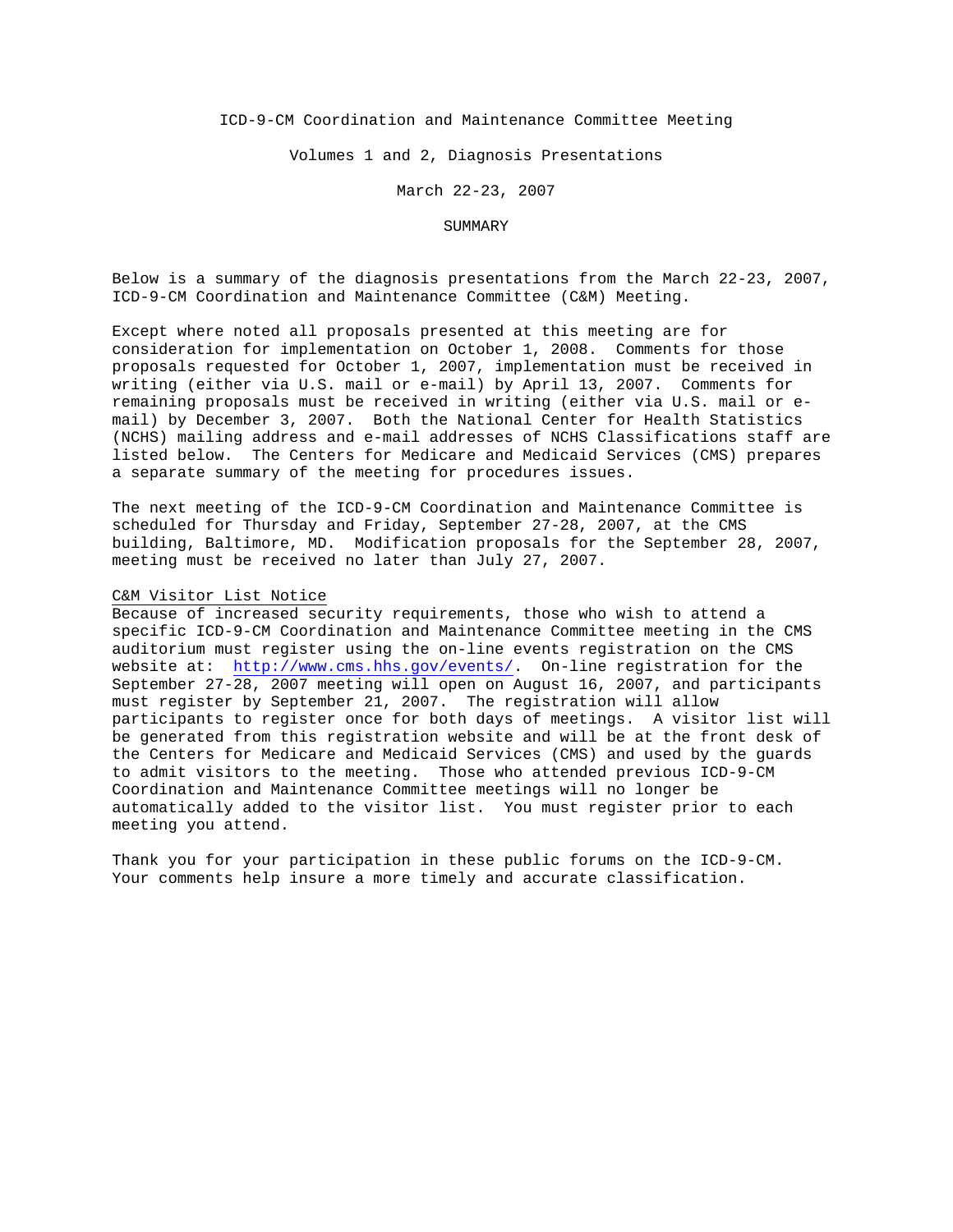# ICD-9-CM Coordination and Maintenance Committee Meeting

## Volumes 1 and 2, Diagnosis Presentations

### March 22-23, 2007

### SUMMARY

Below is a summary of the diagnosis presentations from the March 22-23, 2007, ICD-9-CM Coordination and Maintenance Committee (C&M) Meeting.

Except where noted all proposals presented at this meeting are for consideration for implementation on October 1, 2008. Comments for those proposals requested for October 1, 2007, implementation must be received in writing (either via U.S. mail or e-mail) by April 13, 2007. Comments for remaining proposals must be received in writing (either via U.S. mail or e-mail) by December 3, 2007. Both the National Center for Health Statistics (NCHS) mailing address and e-mail addresses of NCHS Classifications staff are listed below. The Centers for Medicare and Medicaid Services (CMS) prepares a separate summary of the meeting for procedures issues.

The next meeting of the ICD-9-CM Coordination and Maintenance Committee is scheduled for Thursday and Friday, September 27-28, 2007, at the CMS building, Baltimore, MD. Modification proposals for the September 28, 2007, meeting must be received no later than July 27, 2007.

<u>C&M Visitor List Notice</u>

Because of increased security requirements, those who wish to attend a specific ICD-9-CM Coordination and Maintenance Committee meeting in the CMS auditorium must register using the on-line events registration on the CMS website at: http://www.cms.hhs.gov/events/. On-line registration for the September 27-28, 2007 meeting will open on August 16, 2007, and participants must register by September 21, 2007. The registration will allow participants to register once for both days of meetings. A visitor list will be generated from this registration website and will be at the front desk of the Centers for Medicare and Medicaid Services (CMS) and used by the guards to admit visitors to the meeting. Those who attended previous ICD-9-CM Coordination and Maintenance Committee meetings will no longer be automatically added to the visitor list. You must register prior to each meeting you attend.

Thank you for your participation in these public forums on the ICD-9-CM. Your comments help insure a more timely and accurate classification.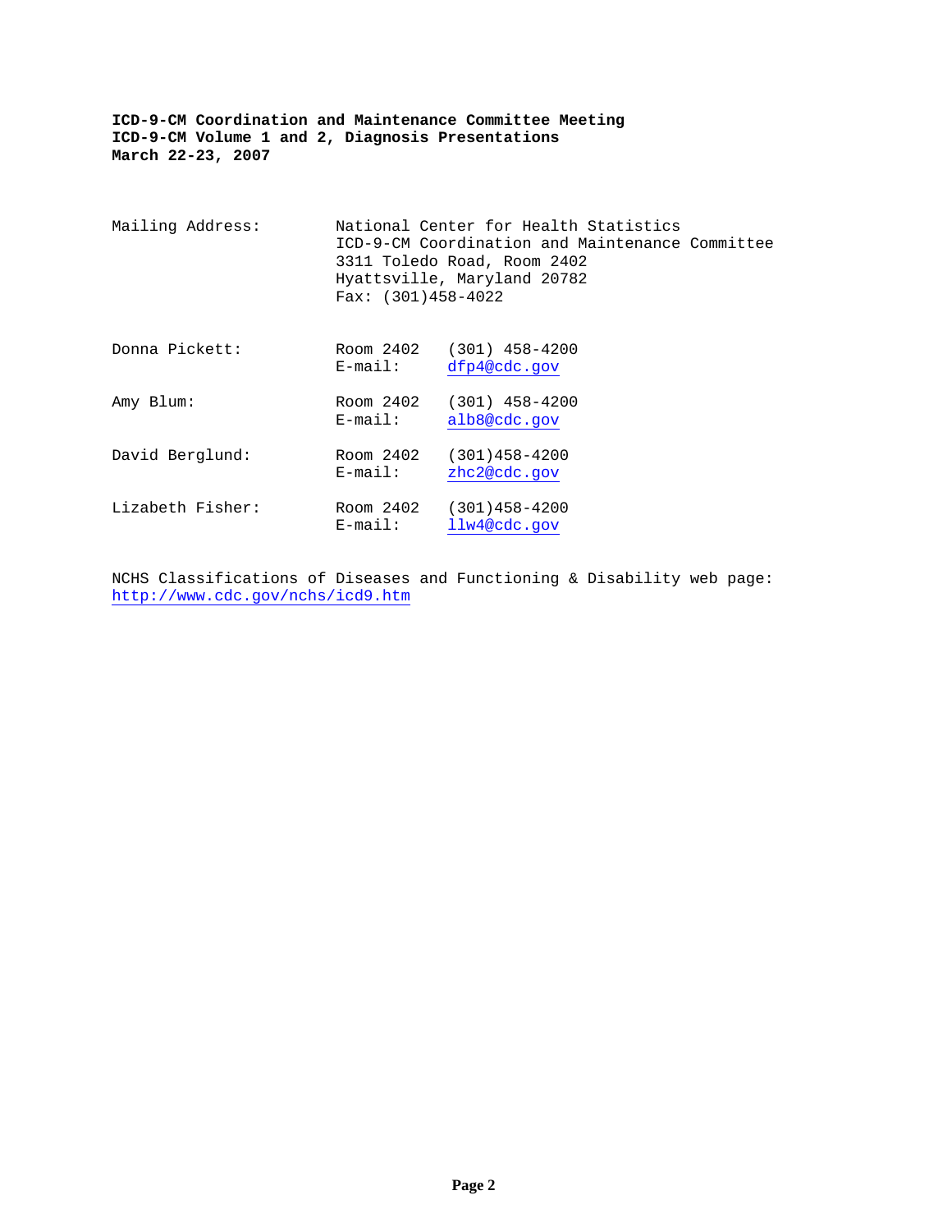**ICD-9-CM Coordination and Maintenance Committee Meeting**
**ICD-9-CM Volume 1 and 2, Diagnosis Presentations**
**March 22-23, 2007**

| | | |
|---|---|---|
| Mailing Address: | National Center for Health Statistics<br>ICD-9-CM Coordination and Maintenance Committee<br>3311 Toledo Road, Room 2402<br>Hyattsville, Maryland 20782<br>Fax: (301)458-4022 | |
| Donna Pickett: | Room 2402<br>E-mail: | (301) 458-4200<br>dfp4@cdc.gov |
| Amy Blum: | Room 2402<br>E-mail: | (301) 458-4200<br>alb8@cdc.gov |
| David Berglund: | Room 2402<br>E-mail: | (301)458-4200<br>zhc2@cdc.gov |
| Lizabeth Fisher: | Room 2402<br>E-mail: | (301)458-4200<br>llw4@cdc.gov |

NCHS Classifications of Diseases and Functioning & Disability web page:
http://www.cdc.gov/nchs/icd9.htm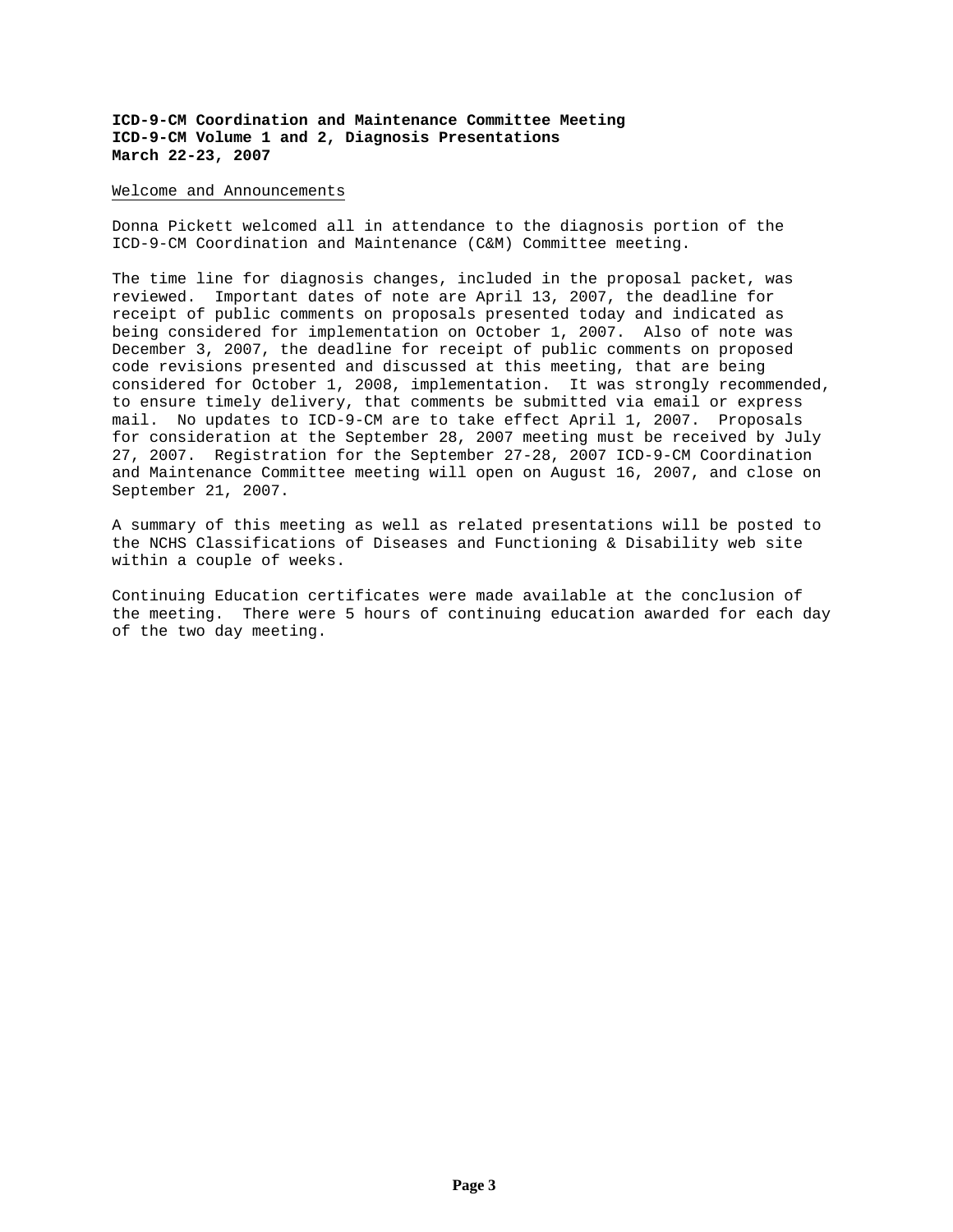**ICD-9-CM Coordination and Maintenance Committee Meeting**
**ICD-9-CM Volume 1 and 2, Diagnosis Presentations**
**March 22-23, 2007**

<u>Welcome and Announcements</u>

Donna Pickett welcomed all in attendance to the diagnosis portion of the ICD-9-CM Coordination and Maintenance (C&M) Committee meeting.

The time line for diagnosis changes, included in the proposal packet, was reviewed. Important dates of note are April 13, 2007, the deadline for receipt of public comments on proposals presented today and indicated as being considered for implementation on October 1, 2007. Also of note was December 3, 2007, the deadline for receipt of public comments on proposed code revisions presented and discussed at this meeting, that are being considered for October 1, 2008, implementation. It was strongly recommended, to ensure timely delivery, that comments be submitted via email or express mail. No updates to ICD-9-CM are to take effect April 1, 2007. Proposals for consideration at the September 28, 2007 meeting must be received by July 27, 2007. Registration for the September 27-28, 2007 ICD-9-CM Coordination and Maintenance Committee meeting will open on August 16, 2007, and close on September 21, 2007.

A summary of this meeting as well as related presentations will be posted to the NCHS Classifications of Diseases and Functioning & Disability web site within a couple of weeks.

Continuing Education certificates were made available at the conclusion of the meeting. There were 5 hours of continuing education awarded for each day of the two day meeting.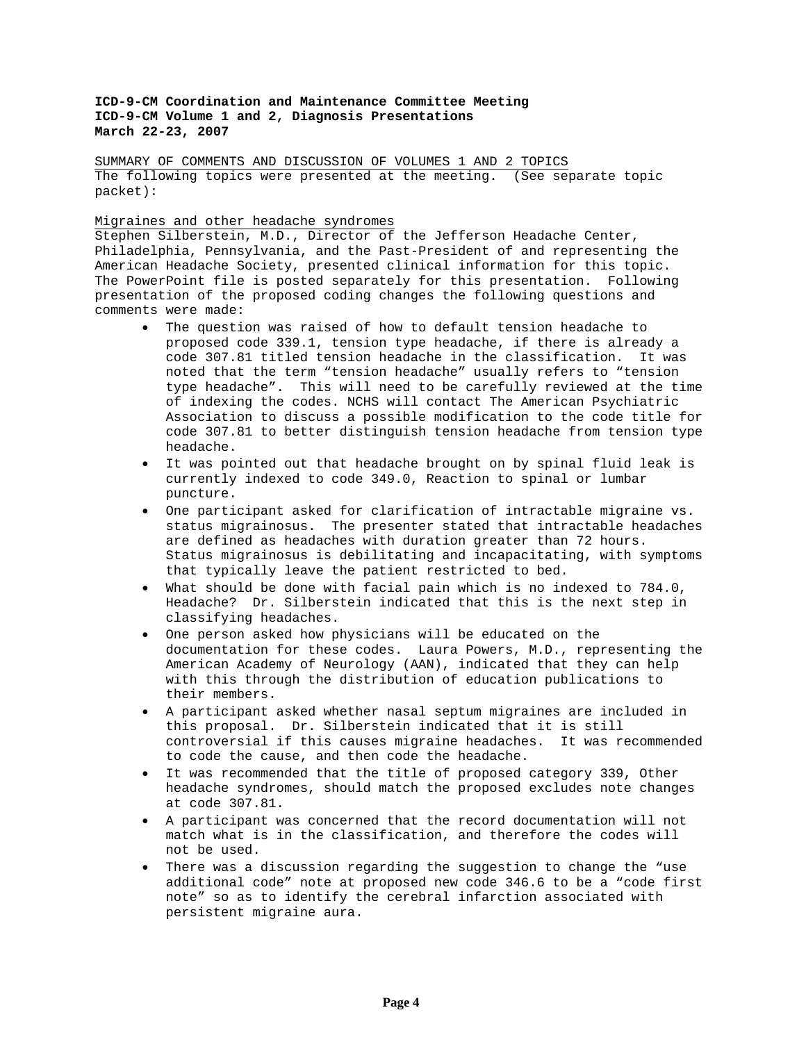**ICD-9-CM Coordination and Maintenance Committee Meeting**
**ICD-9-CM Volume 1 and 2, Diagnosis Presentations**
**March 22-23, 2007**

SUMMARY OF COMMENTS AND DISCUSSION OF VOLUMES 1 AND 2 TOPICS
The following topics were presented at the meeting. (See separate topic packet):

Migraines and other headache syndromes
Stephen Silberstein, M.D., Director of the Jefferson Headache Center, Philadelphia, Pennsylvania, and the Past-President of and representing the American Headache Society, presented clinical information for this topic. The PowerPoint file is posted separately for this presentation. Following presentation of the proposed coding changes the following questions and comments were made:

- The question was raised of how to default tension headache to proposed code 339.1, tension type headache, if there is already a code 307.81 titled tension headache in the classification. It was noted that the term “tension headache” usually refers to “tension type headache”. This will need to be carefully reviewed at the time of indexing the codes. NCHS will contact The American Psychiatric Association to discuss a possible modification to the code title for code 307.81 to better distinguish tension headache from tension type headache.
- It was pointed out that headache brought on by spinal fluid leak is currently indexed to code 349.0, Reaction to spinal or lumbar puncture.
- One participant asked for clarification of intractable migraine vs. status migrainosus. The presenter stated that intractable headaches are defined as headaches with duration greater than 72 hours. Status migrainosus is debilitating and incapacitating, with symptoms that typically leave the patient restricted to bed.
- What should be done with facial pain which is no indexed to 784.0, Headache? Dr. Silberstein indicated that this is the next step in classifying headaches.
- One person asked how physicians will be educated on the documentation for these codes. Laura Powers, M.D., representing the American Academy of Neurology (AAN), indicated that they can help with this through the distribution of education publications to their members.
- A participant asked whether nasal septum migraines are included in this proposal. Dr. Silberstein indicated that it is still controversial if this causes migraine headaches. It was recommended to code the cause, and then code the headache.
- It was recommended that the title of proposed category 339, Other headache syndromes, should match the proposed excludes note changes at code 307.81.
- A participant was concerned that the record documentation will not match what is in the classification, and therefore the codes will not be used.
- There was a discussion regarding the suggestion to change the “use additional code” note at proposed new code 346.6 to be a “code first note” so as to identify the cerebral infarction associated with persistent migraine aura.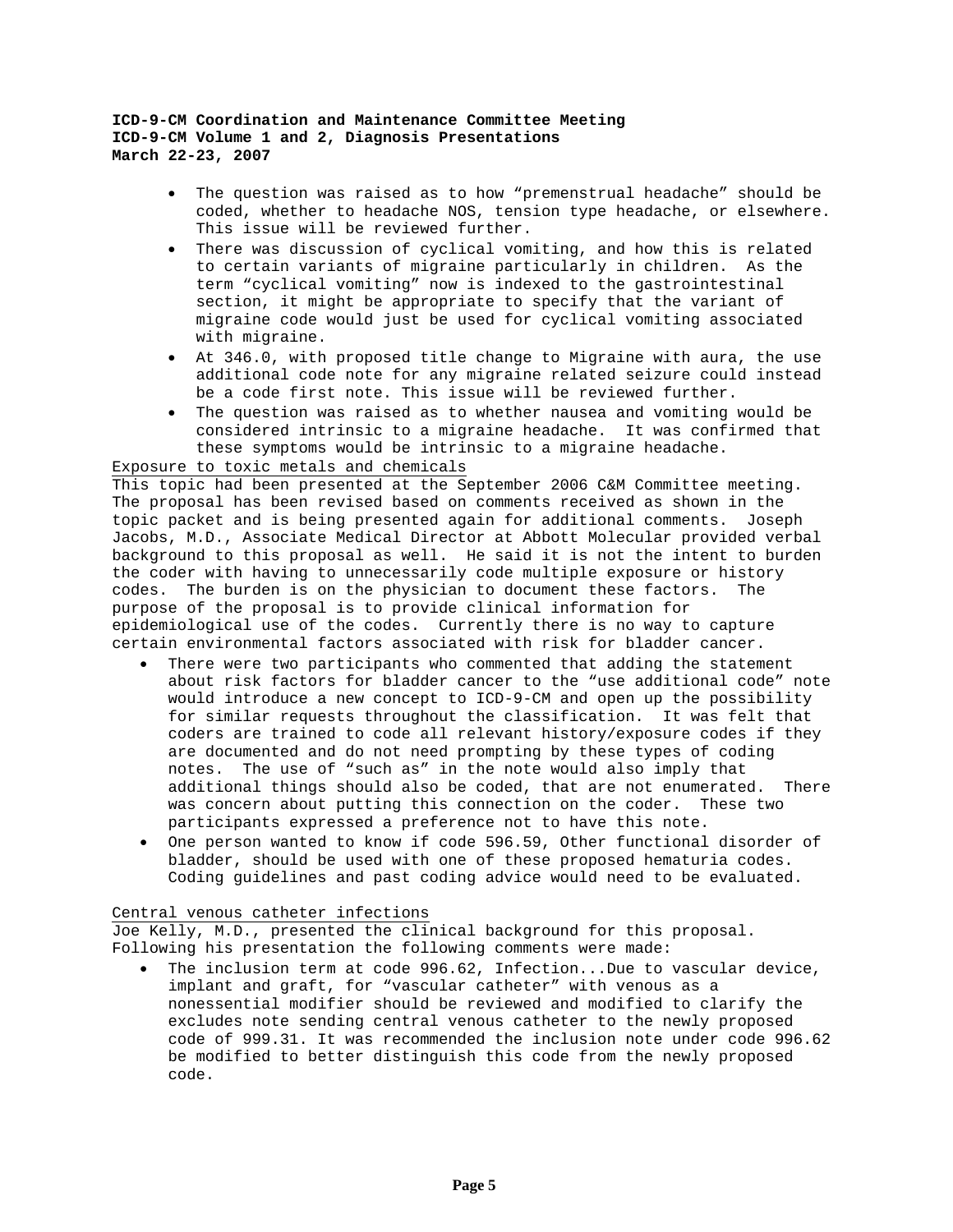- The question was raised as to how “premenstrual headache” should be coded, whether to headache NOS, tension type headache, or elsewhere. This issue will be reviewed further.
- There was discussion of cyclical vomiting, and how this is related to certain variants of migraine particularly in children. As the term “cyclical vomiting” now is indexed to the gastrointestinal section, it might be appropriate to specify that the variant of migraine code would just be used for cyclical vomiting associated with migraine.
- At 346.0, with proposed title change to Migraine with aura, the use additional code note for any migraine related seizure could instead be a code first note. This issue will be reviewed further.
- The question was raised as to whether nausea and vomiting would be considered intrinsic to a migraine headache. It was confirmed that these symptoms would be intrinsic to a migraine headache.

<u>Exposure to toxic metals and chemicals</u>

This topic had been presented at the September 2006 C&M Committee meeting. The proposal has been revised based on comments received as shown in the topic packet and is being presented again for additional comments. Joseph Jacobs, M.D., Associate Medical Director at Abbott Molecular provided verbal background to this proposal as well. He said it is not the intent to burden the coder with having to unnecessarily code multiple exposure or history codes. The burden is on the physician to document these factors. The purpose of the proposal is to provide clinical information for epidemiological use of the codes. Currently there is no way to capture certain environmental factors associated with risk for bladder cancer.

- There were two participants who commented that adding the statement about risk factors for bladder cancer to the “use additional code” note would introduce a new concept to ICD-9-CM and open up the possibility for similar requests throughout the classification. It was felt that coders are trained to code all relevant history/exposure codes if they are documented and do not need prompting by these types of coding notes. The use of “such as” in the note would also imply that additional things should also be coded, that are not enumerated. There was concern about putting this connection on the coder. These two participants expressed a preference not to have this note.
- One person wanted to know if code 596.59, Other functional disorder of bladder, should be used with one of these proposed hematuria codes. Coding guidelines and past coding advice would need to be evaluated.

<u>Central venous catheter infections</u>

Joe Kelly, M.D., presented the clinical background for this proposal. Following his presentation the following comments were made:

- The inclusion term at code 996.62, Infection...Due to vascular device, implant and graft, for “vascular catheter” with venous as a nonessential modifier should be reviewed and modified to clarify the excludes note sending central venous catheter to the newly proposed code of 999.31. It was recommended the inclusion note under code 996.62 be modified to better distinguish this code from the newly proposed code.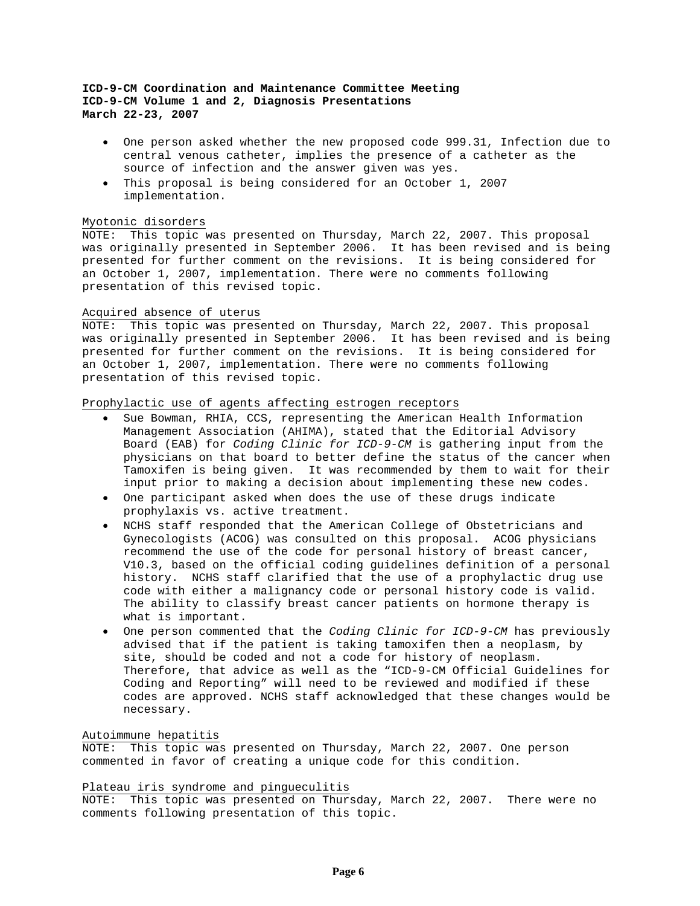- One person asked whether the new proposed code 999.31, Infection due to central venous catheter, implies the presence of a catheter as the source of infection and the answer given was yes.
- This proposal is being considered for an October 1, 2007 implementation.

Myotonic disorders
NOTE: This topic was presented on Thursday, March 22, 2007. This proposal was originally presented in September 2006. It has been revised and is being presented for further comment on the revisions. It is being considered for an October 1, 2007, implementation. There were no comments following presentation of this revised topic.

Acquired absence of uterus
NOTE: This topic was presented on Thursday, March 22, 2007. This proposal was originally presented in September 2006. It has been revised and is being presented for further comment on the revisions. It is being considered for an October 1, 2007, implementation. There were no comments following presentation of this revised topic.

Prophylactic use of agents affecting estrogen receptors

- Sue Bowman, RHIA, CCS, representing the American Health Information Management Association (AHIMA), stated that the Editorial Advisory Board (EAB) for *Coding Clinic for ICD-9-CM* is gathering input from the physicians on that board to better define the status of the cancer when Tamoxifen is being given. It was recommended by them to wait for their input prior to making a decision about implementing these new codes.
- One participant asked when does the use of these drugs indicate prophylaxis vs. active treatment.
- NCHS staff responded that the American College of Obstetricians and Gynecologists (ACOG) was consulted on this proposal. ACOG physicians recommend the use of the code for personal history of breast cancer, V10.3, based on the official coding guidelines definition of a personal history. NCHS staff clarified that the use of a prophylactic drug use code with either a malignancy code or personal history code is valid. The ability to classify breast cancer patients on hormone therapy is what is important.
- One person commented that the *Coding Clinic for ICD-9-CM* has previously advised that if the patient is taking tamoxifen then a neoplasm, by site, should be coded and not a code for history of neoplasm. Therefore, that advice as well as the "ICD-9-CM Official Guidelines for Coding and Reporting" will need to be reviewed and modified if these codes are approved. NCHS staff acknowledged that these changes would be necessary.

Autoimmune hepatitis
NOTE: This topic was presented on Thursday, March 22, 2007. One person commented in favor of creating a unique code for this condition.

Plateau iris syndrome and pingueculitis
NOTE: This topic was presented on Thursday, March 22, 2007. There were no comments following presentation of this topic.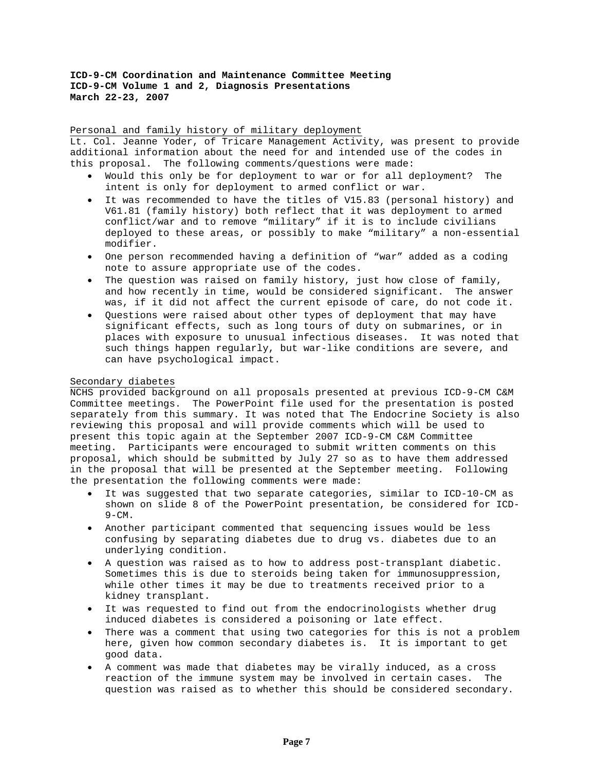**ICD-9-CM Coordination and Maintenance Committee Meeting**
**ICD-9-CM Volume 1 and 2, Diagnosis Presentations**
**March 22-23, 2007**

Personal and family history of military deployment

Lt. Col. Jeanne Yoder, of Tricare Management Activity, was present to provide additional information about the need for and intended use of the codes in this proposal. The following comments/questions were made:

- Would this only be for deployment to war or for all deployment? The intent is only for deployment to armed conflict or war.
- It was recommended to have the titles of V15.83 (personal history) and V61.81 (family history) both reflect that it was deployment to armed conflict/war and to remove "military" if it is to include civilians deployed to these areas, or possibly to make "military" a non-essential modifier.
- One person recommended having a definition of "war" added as a coding note to assure appropriate use of the codes.
- The question was raised on family history, just how close of family, and how recently in time, would be considered significant. The answer was, if it did not affect the current episode of care, do not code it.
- Questions were raised about other types of deployment that may have significant effects, such as long tours of duty on submarines, or in places with exposure to unusual infectious diseases. It was noted that such things happen regularly, but war-like conditions are severe, and can have psychological impact.

Secondary diabetes

NCHS provided background on all proposals presented at previous ICD-9-CM C&M Committee meetings. The PowerPoint file used for the presentation is posted separately from this summary. It was noted that The Endocrine Society is also reviewing this proposal and will provide comments which will be used to present this topic again at the September 2007 ICD-9-CM C&M Committee meeting. Participants were encouraged to submit written comments on this proposal, which should be submitted by July 27 so as to have them addressed in the proposal that will be presented at the September meeting. Following the presentation the following comments were made:

- It was suggested that two separate categories, similar to ICD-10-CM as shown on slide 8 of the PowerPoint presentation, be considered for ICD-9-CM.
- Another participant commented that sequencing issues would be less confusing by separating diabetes due to drug vs. diabetes due to an underlying condition.
- A question was raised as to how to address post-transplant diabetic. Sometimes this is due to steroids being taken for immunosuppression, while other times it may be due to treatments received prior to a kidney transplant.
- It was requested to find out from the endocrinologists whether drug induced diabetes is considered a poisoning or late effect.
- There was a comment that using two categories for this is not a problem here, given how common secondary diabetes is. It is important to get good data.
- A comment was made that diabetes may be virally induced, as a cross reaction of the immune system may be involved in certain cases. The question was raised as to whether this should be considered secondary.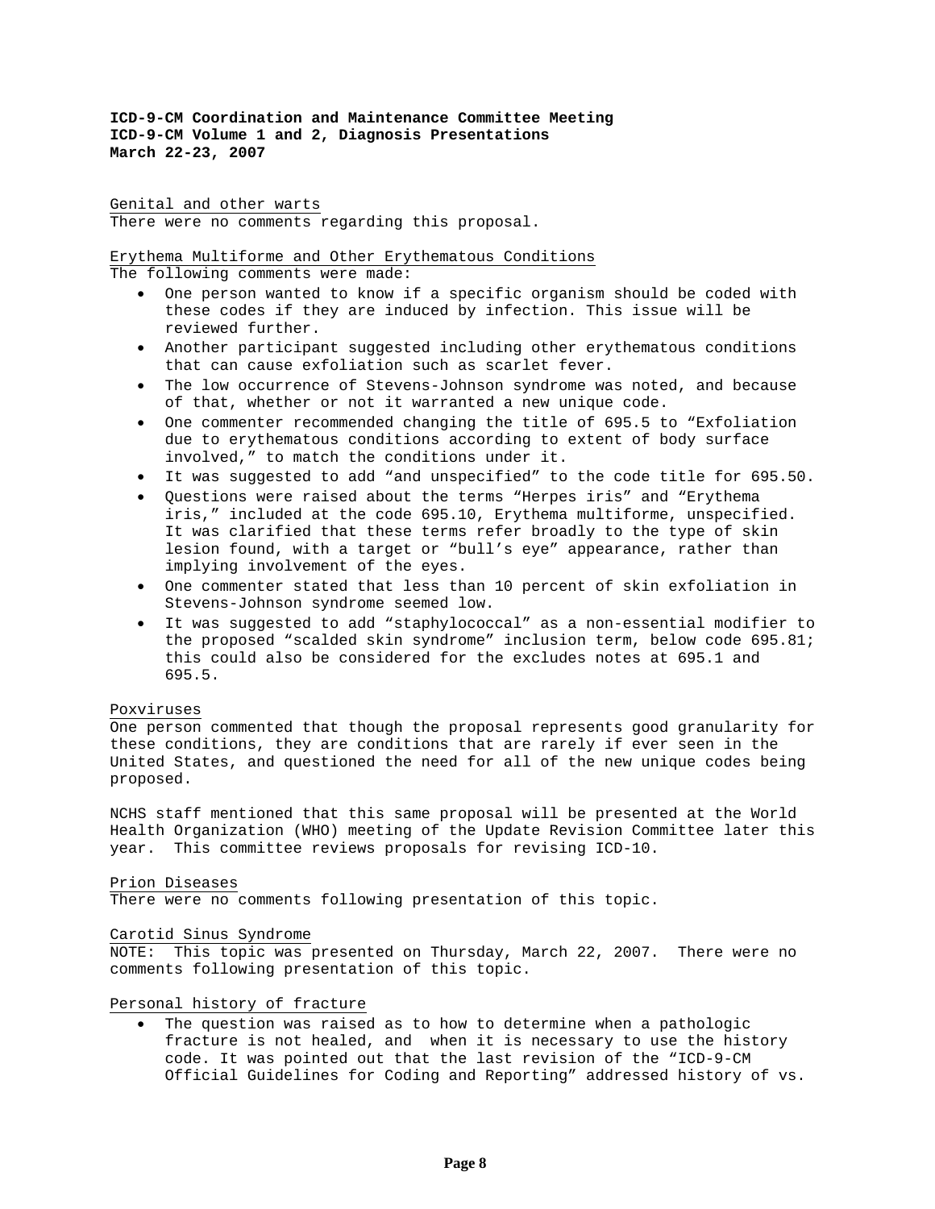**ICD-9-CM Coordination and Maintenance Committee Meeting**
**ICD-9-CM Volume 1 and 2, Diagnosis Presentations**
**March 22-23, 2007**

Genital and other warts
There were no comments regarding this proposal.

Erythema Multiforme and Other Erythematous Conditions
The following comments were made:

- One person wanted to know if a specific organism should be coded with these codes if they are induced by infection. This issue will be reviewed further.
- Another participant suggested including other erythematous conditions that can cause exfoliation such as scarlet fever.
- The low occurrence of Stevens-Johnson syndrome was noted, and because of that, whether or not it warranted a new unique code.
- One commenter recommended changing the title of 695.5 to "Exfoliation due to erythematous conditions according to extent of body surface involved," to match the conditions under it.
- It was suggested to add "and unspecified" to the code title for 695.50.
- Questions were raised about the terms "Herpes iris" and "Erythema iris," included at the code 695.10, Erythema multiforme, unspecified. It was clarified that these terms refer broadly to the type of skin lesion found, with a target or "bull's eye" appearance, rather than implying involvement of the eyes.
- One commenter stated that less than 10 percent of skin exfoliation in Stevens-Johnson syndrome seemed low.
- It was suggested to add "staphylococcal" as a non-essential modifier to the proposed "scalded skin syndrome" inclusion term, below code 695.81; this could also be considered for the excludes notes at 695.1 and 695.5.

Poxviruses
One person commented that though the proposal represents good granularity for these conditions, they are conditions that are rarely if ever seen in the United States, and questioned the need for all of the new unique codes being proposed.

NCHS staff mentioned that this same proposal will be presented at the World Health Organization (WHO) meeting of the Update Revision Committee later this year. This committee reviews proposals for revising ICD-10.

Prion Diseases
There were no comments following presentation of this topic.

Carotid Sinus Syndrome
NOTE: This topic was presented on Thursday, March 22, 2007. There were no comments following presentation of this topic.

Personal history of fracture

- The question was raised as to how to determine when a pathologic fracture is not healed, and when it is necessary to use the history code. It was pointed out that the last revision of the "ICD-9-CM Official Guidelines for Coding and Reporting" addressed history of vs.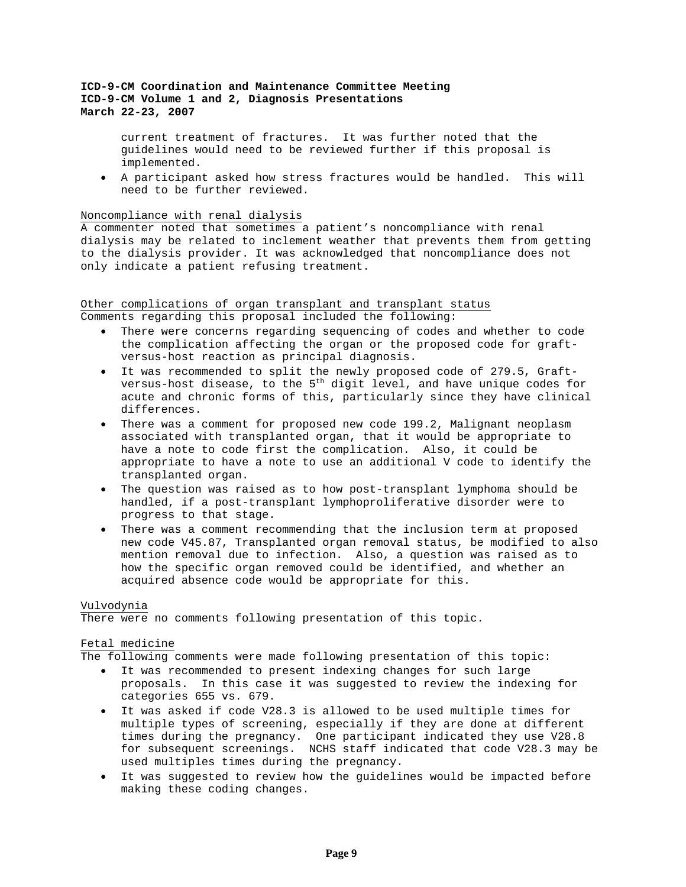current treatment of fractures. It was further noted that the guidelines would need to be reviewed further if this proposal is implemented.

- A participant asked how stress fractures would be handled. This will need to be further reviewed.

Noncompliance with renal dialysis

A commenter noted that sometimes a patient's noncompliance with renal dialysis may be related to inclement weather that prevents them from getting to the dialysis provider. It was acknowledged that noncompliance does not only indicate a patient refusing treatment.

Other complications of organ transplant and transplant status

Comments regarding this proposal included the following:

- There were concerns regarding sequencing of codes and whether to code the complication affecting the organ or the proposed code for graft-versus-host reaction as principal diagnosis.
- It was recommended to split the newly proposed code of 279.5, Graft-versus-host disease, to the 5th digit level, and have unique codes for acute and chronic forms of this, particularly since they have clinical differences.
- There was a comment for proposed new code 199.2, Malignant neoplasm associated with transplanted organ, that it would be appropriate to have a note to code first the complication. Also, it could be appropriate to have a note to use an additional V code to identify the transplanted organ.
- The question was raised as to how post-transplant lymphoma should be handled, if a post-transplant lymphoproliferative disorder were to progress to that stage.
- There was a comment recommending that the inclusion term at proposed new code V45.87, Transplanted organ removal status, be modified to also mention removal due to infection. Also, a question was raised as to how the specific organ removed could be identified, and whether an acquired absence code would be appropriate for this.

Vulvodynia

There were no comments following presentation of this topic.

Fetal medicine

The following comments were made following presentation of this topic:

- It was recommended to present indexing changes for such large proposals. In this case it was suggested to review the indexing for categories 655 vs. 679.
- It was asked if code V28.3 is allowed to be used multiple times for multiple types of screening, especially if they are done at different times during the pregnancy. One participant indicated they use V28.8 for subsequent screenings. NCHS staff indicated that code V28.3 may be used multiples times during the pregnancy.
- It was suggested to review how the guidelines would be impacted before making these coding changes.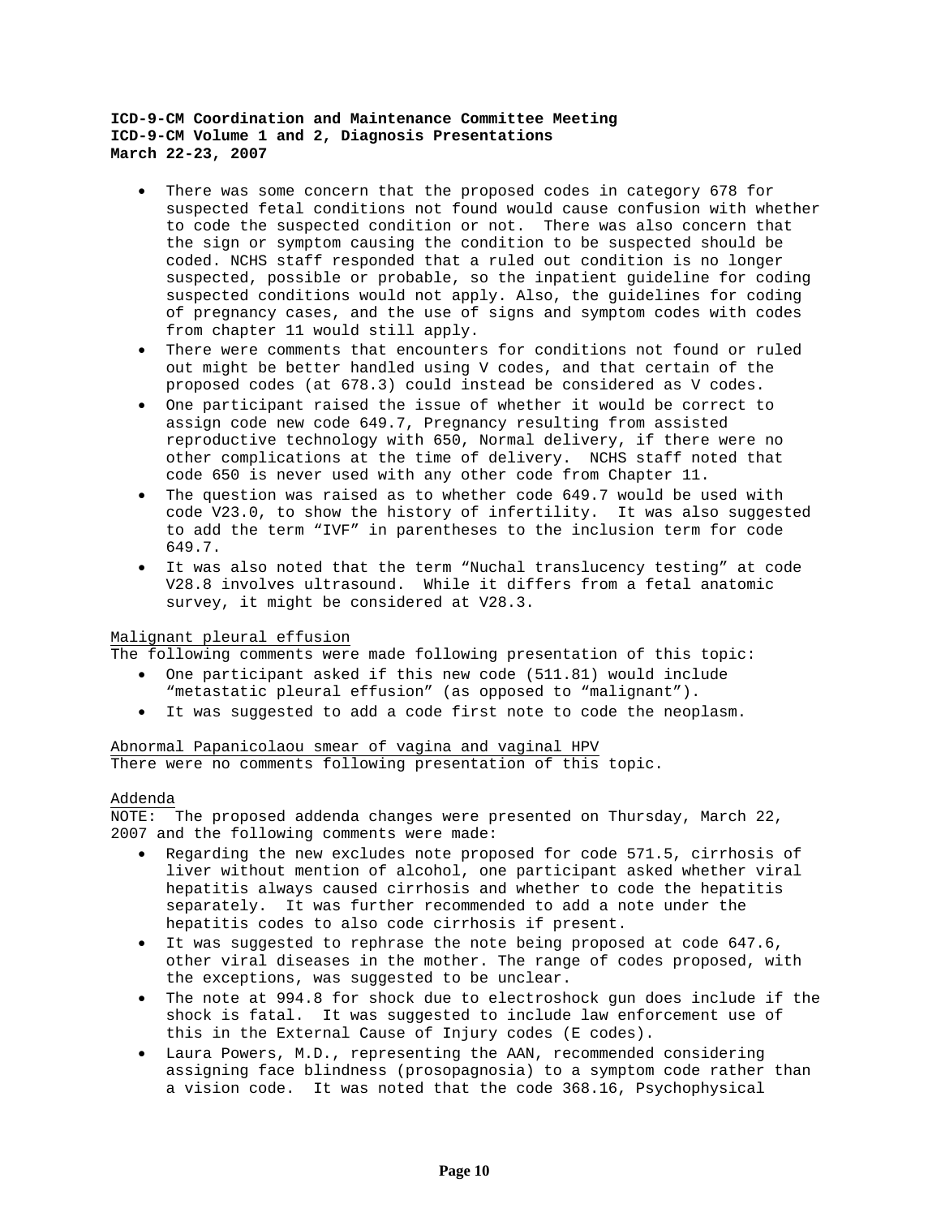- There was some concern that the proposed codes in category 678 for suspected fetal conditions not found would cause confusion with whether to code the suspected condition or not. There was also concern that the sign or symptom causing the condition to be suspected should be coded. NCHS staff responded that a ruled out condition is no longer suspected, possible or probable, so the inpatient guideline for coding suspected conditions would not apply. Also, the guidelines for coding of pregnancy cases, and the use of signs and symptom codes with codes from chapter 11 would still apply.
- There were comments that encounters for conditions not found or ruled out might be better handled using V codes, and that certain of the proposed codes (at 678.3) could instead be considered as V codes.
- One participant raised the issue of whether it would be correct to assign code new code 649.7, Pregnancy resulting from assisted reproductive technology with 650, Normal delivery, if there were no other complications at the time of delivery. NCHS staff noted that code 650 is never used with any other code from Chapter 11.
- The question was raised as to whether code 649.7 would be used with code V23.0, to show the history of infertility. It was also suggested to add the term "IVF" in parentheses to the inclusion term for code 649.7.
- It was also noted that the term "Nuchal translucency testing" at code V28.8 involves ultrasound. While it differs from a fetal anatomic survey, it might be considered at V28.3.

<u>Malignant pleural effusion</u>

The following comments were made following presentation of this topic:

- One participant asked if this new code (511.81) would include "metastatic pleural effusion" (as opposed to "malignant").
- It was suggested to add a code first note to code the neoplasm.

<u>Abnormal Papanicolaou smear of vagina and vaginal HPV</u>

There were no comments following presentation of this topic.

<u>Addenda</u>

NOTE: The proposed addenda changes were presented on Thursday, March 22, 2007 and the following comments were made:

- Regarding the new excludes note proposed for code 571.5, cirrhosis of liver without mention of alcohol, one participant asked whether viral hepatitis always caused cirrhosis and whether to code the hepatitis separately. It was further recommended to add a note under the hepatitis codes to also code cirrhosis if present.
- It was suggested to rephrase the note being proposed at code 647.6, other viral diseases in the mother. The range of codes proposed, with the exceptions, was suggested to be unclear.
- The note at 994.8 for shock due to electroshock gun does include if the shock is fatal. It was suggested to include law enforcement use of this in the External Cause of Injury codes (E codes).
- Laura Powers, M.D., representing the AAN, recommended considering assigning face blindness (prosopagnosia) to a symptom code rather than a vision code. It was noted that the code 368.16, Psychophysical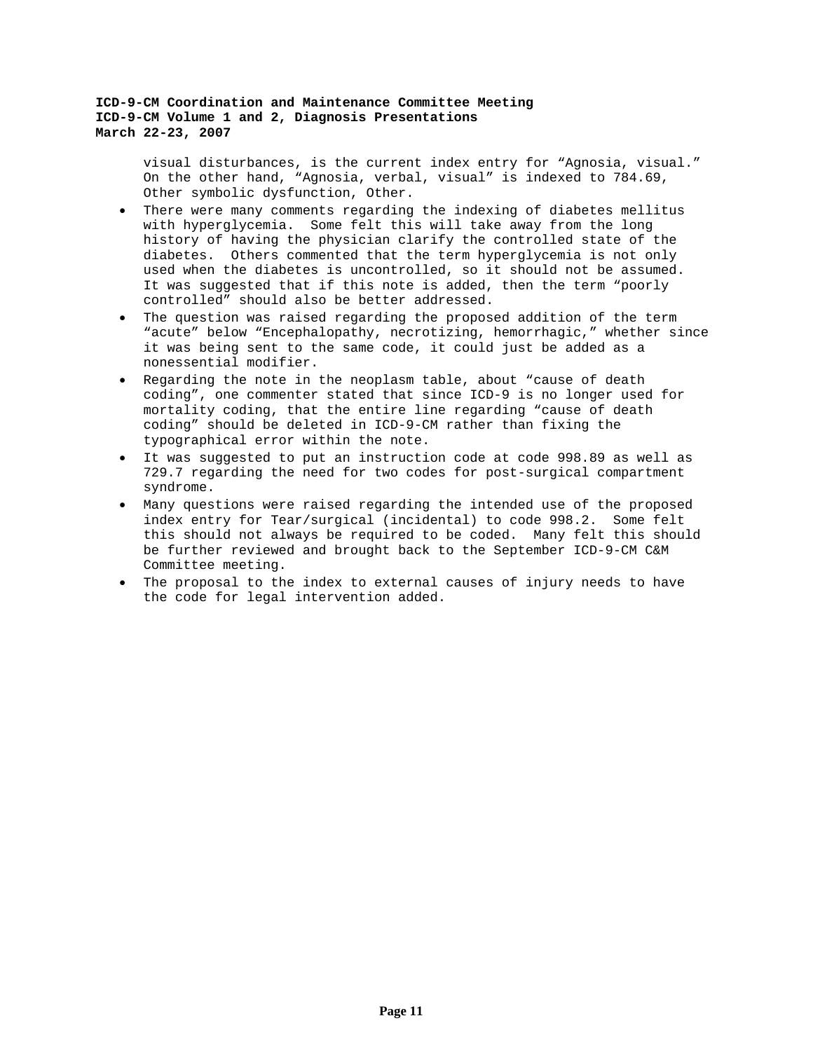visual disturbances, is the current index entry for “Agnosia, visual.” On the other hand, “Agnosia, verbal, visual” is indexed to 784.69, Other symbolic dysfunction, Other.

- There were many comments regarding the indexing of diabetes mellitus with hyperglycemia. Some felt this will take away from the long history of having the physician clarify the controlled state of the diabetes. Others commented that the term hyperglycemia is not only used when the diabetes is uncontrolled, so it should not be assumed. It was suggested that if this note is added, then the term “poorly controlled” should also be better addressed.
- The question was raised regarding the proposed addition of the term “acute” below “Encephalopathy, necrotizing, hemorrhagic,” whether since it was being sent to the same code, it could just be added as a nonessential modifier.
- Regarding the note in the neoplasm table, about “cause of death coding”, one commenter stated that since ICD-9 is no longer used for mortality coding, that the entire line regarding “cause of death coding” should be deleted in ICD-9-CM rather than fixing the typographical error within the note.
- It was suggested to put an instruction code at code 998.89 as well as 729.7 regarding the need for two codes for post-surgical compartment syndrome.
- Many questions were raised regarding the intended use of the proposed index entry for Tear/surgical (incidental) to code 998.2. Some felt this should not always be required to be coded. Many felt this should be further reviewed and brought back to the September ICD-9-CM C&M Committee meeting.
- The proposal to the index to external causes of injury needs to have the code for legal intervention added.